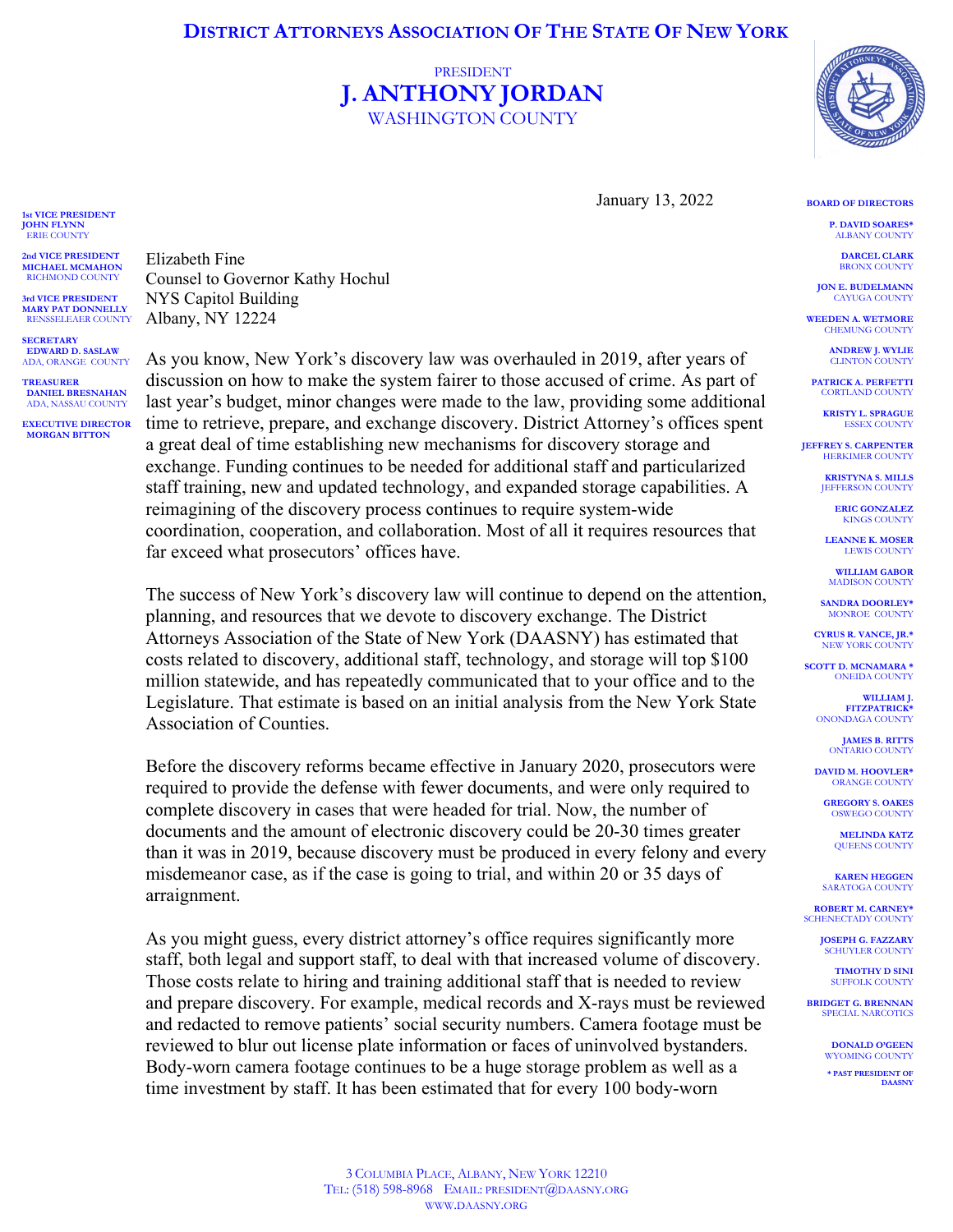# DISTRICT ATTORNEYS ASSOCIATION OF THE STATE OF NEW YORK

PRESIDENT
**J. ANTHONY JORDAN**
WASHINGTON COUNTY

**1st VICE PRESIDENT**
**JOHN FLYNN**
ERIE COUNTY

**2nd VICE PRESIDENT**
**MICHAEL MCMAHON**
RICHMOND COUNTY

**3rd VICE PRESIDENT**
**MARY PAT DONNELLY**
RENSSELEAER COUNTY

**SECRETARY**
**EDWARD D. SASLAW**
ADA, ORANGE COUNTY

**TREASURER**
**DANIEL BRESNAHAN**
ADA, NASSAU COUNTY

**EXECUTIVE DIRECTOR**
**MORGAN BITTON**

**BOARD OF DIRECTORS**

**P. DAVID SOARES*** ALBANY COUNTY
**DARCEL CLARK** BRONX COUNTY
**JON E. BUDELMANN** CAYUGA COUNTY
**WEEDEN A. WETMORE** CHEMUNG COUNTY
**ANDREW J. WYLIE** CLINTON COUNTY
**PATRICK A. PERFETTI** CORTLAND COUNTY
**KRISTY L. SPRAGUE** ESSEX COUNTY
**JEFFREY S. CARPENTER** HERKIMER COUNTY
**KRISTYNA S. MILLS** JEFFERSON COUNTY
**ERIC GONZALEZ** KINGS COUNTY
**LEANNE K. MOSER** LEWIS COUNTY
**WILLIAM GABOR** MADISON COUNTY
**SANDRA DOORLEY*** MONROE COUNTY
**CYRUS R. VANCE, JR.*** NEW YORK COUNTY
**SCOTT D. MCNAMARA *** ONEIDA COUNTY
**WILLIAM J. FITZPATRICK*** ONONDAGA COUNTY
**JAMES B. RITTS** ONTARIO COUNTY
**DAVID M. HOOVLER*** ORANGE COUNTY
**GREGORY S. OAKES** OSWEGO COUNTY
**MELINDA KATZ** QUEENS COUNTY
**KAREN HEGGEN** SARATOGA COUNTY
**ROBERT M. CARNEY*** SCHENECTADY COUNTY
**JOSEPH G. FAZZARY** SCHUYLER COUNTY
**TIMOTHY D SINI** SUFFOLK COUNTY
**BRIDGET G. BRENNAN** SPECIAL NARCOTICS
**DONALD O'GEEN** WYOMING COUNTY

\* PAST PRESIDENT OF DAASNY

January 13, 2022

Elizabeth Fine
Counsel to Governor Kathy Hochul
NYS Capitol Building
Albany, NY 12224

As you know, New York's discovery law was overhauled in 2019, after years of discussion on how to make the system fairer to those accused of crime. As part of last year's budget, minor changes were made to the law, providing some additional time to retrieve, prepare, and exchange discovery. District Attorney's offices spent a great deal of time establishing new mechanisms for discovery storage and exchange. Funding continues to be needed for additional staff and particularized staff training, new and updated technology, and expanded storage capabilities. A reimagining of the discovery process continues to require system-wide coordination, cooperation, and collaboration. Most of all it requires resources that far exceed what prosecutors' offices have.

The success of New York's discovery law will continue to depend on the attention, planning, and resources that we devote to discovery exchange. The District Attorneys Association of the State of New York (DAASNY) has estimated that costs related to discovery, additional staff, technology, and storage will top $100 million statewide, and has repeatedly communicated that to your office and to the Legislature. That estimate is based on an initial analysis from the New York State Association of Counties.

Before the discovery reforms became effective in January 2020, prosecutors were required to provide the defense with fewer documents, and were only required to complete discovery in cases that were headed for trial. Now, the number of documents and the amount of electronic discovery could be 20-30 times greater than it was in 2019, because discovery must be produced in every felony and every misdemeanor case, as if the case is going to trial, and within 20 or 35 days of arraignment.

As you might guess, every district attorney's office requires significantly more staff, both legal and support staff, to deal with that increased volume of discovery. Those costs relate to hiring and training additional staff that is needed to review and prepare discovery. For example, medical records and X-rays must be reviewed and redacted to remove patients' social security numbers. Camera footage must be reviewed to blur out license plate information or faces of uninvolved bystanders. Body-worn camera footage continues to be a huge storage problem as well as a time investment by staff. It has been estimated that for every 100 body-worn

3 COLUMBIA PLACE, ALBANY, NEW YORK 12210
TEL: (518) 598-8968 EMAIL: PRESIDENT@DAASNY.ORG
WWW.DAASNY.ORG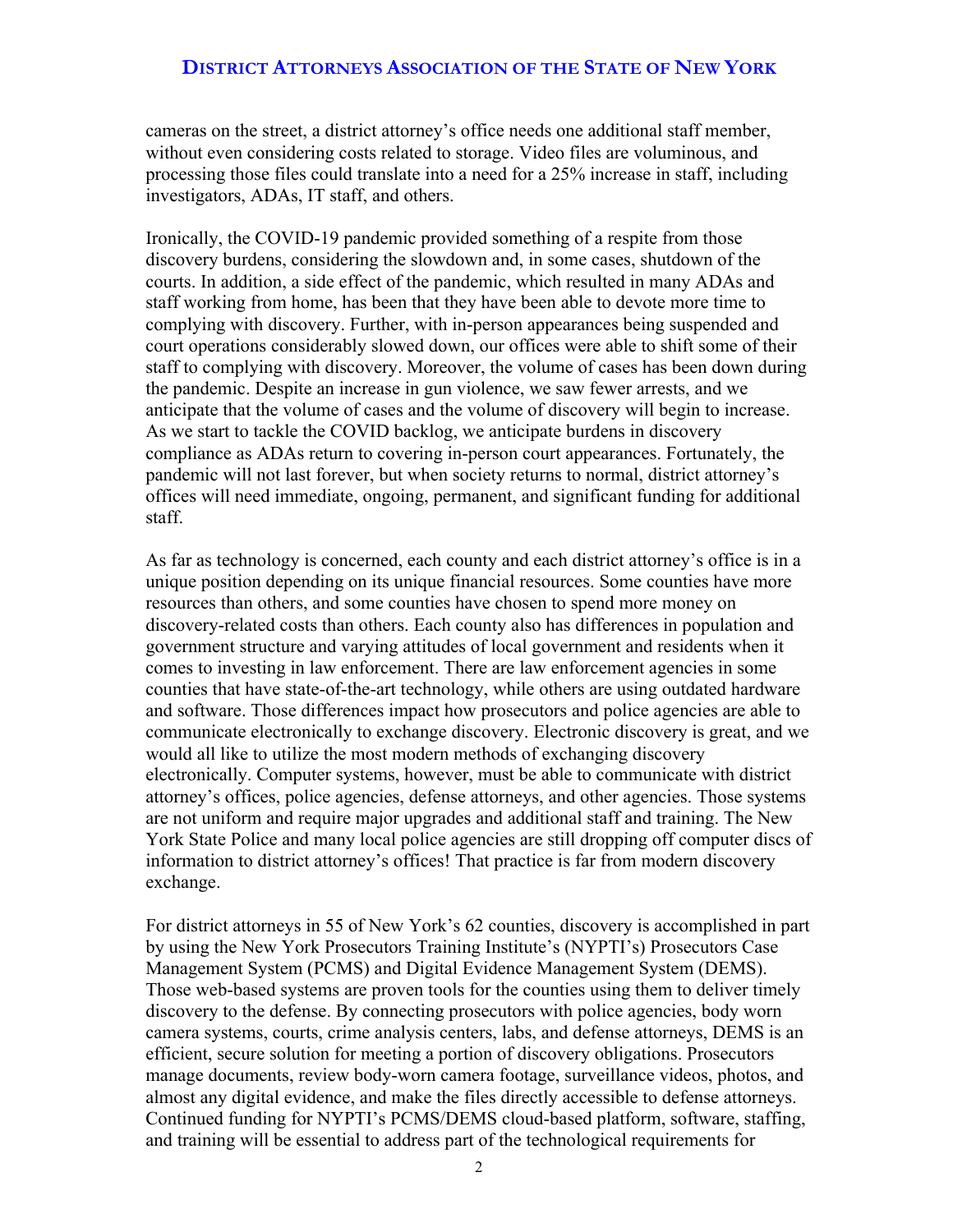cameras on the street, a district attorney's office needs one additional staff member, without even considering costs related to storage. Video files are voluminous, and processing those files could translate into a need for a 25% increase in staff, including investigators, ADAs, IT staff, and others.

Ironically, the COVID-19 pandemic provided something of a respite from those discovery burdens, considering the slowdown and, in some cases, shutdown of the courts. In addition, a side effect of the pandemic, which resulted in many ADAs and staff working from home, has been that they have been able to devote more time to complying with discovery. Further, with in-person appearances being suspended and court operations considerably slowed down, our offices were able to shift some of their staff to complying with discovery. Moreover, the volume of cases has been down during the pandemic. Despite an increase in gun violence, we saw fewer arrests, and we anticipate that the volume of cases and the volume of discovery will begin to increase. As we start to tackle the COVID backlog, we anticipate burdens in discovery compliance as ADAs return to covering in-person court appearances. Fortunately, the pandemic will not last forever, but when society returns to normal, district attorney's offices will need immediate, ongoing, permanent, and significant funding for additional staff.

As far as technology is concerned, each county and each district attorney's office is in a unique position depending on its unique financial resources. Some counties have more resources than others, and some counties have chosen to spend more money on discovery-related costs than others. Each county also has differences in population and government structure and varying attitudes of local government and residents when it comes to investing in law enforcement. There are law enforcement agencies in some counties that have state-of-the-art technology, while others are using outdated hardware and software. Those differences impact how prosecutors and police agencies are able to communicate electronically to exchange discovery. Electronic discovery is great, and we would all like to utilize the most modern methods of exchanging discovery electronically. Computer systems, however, must be able to communicate with district attorney's offices, police agencies, defense attorneys, and other agencies. Those systems are not uniform and require major upgrades and additional staff and training. The New York State Police and many local police agencies are still dropping off computer discs of information to district attorney's offices! That practice is far from modern discovery exchange.

For district attorneys in 55 of New York's 62 counties, discovery is accomplished in part by using the New York Prosecutors Training Institute's (NYPTI's) Prosecutors Case Management System (PCMS) and Digital Evidence Management System (DEMS). Those web-based systems are proven tools for the counties using them to deliver timely discovery to the defense. By connecting prosecutors with police agencies, body worn camera systems, courts, crime analysis centers, labs, and defense attorneys, DEMS is an efficient, secure solution for meeting a portion of discovery obligations. Prosecutors manage documents, review body-worn camera footage, surveillance videos, photos, and almost any digital evidence, and make the files directly accessible to defense attorneys. Continued funding for NYPTI's PCMS/DEMS cloud-based platform, software, staffing, and training will be essential to address part of the technological requirements for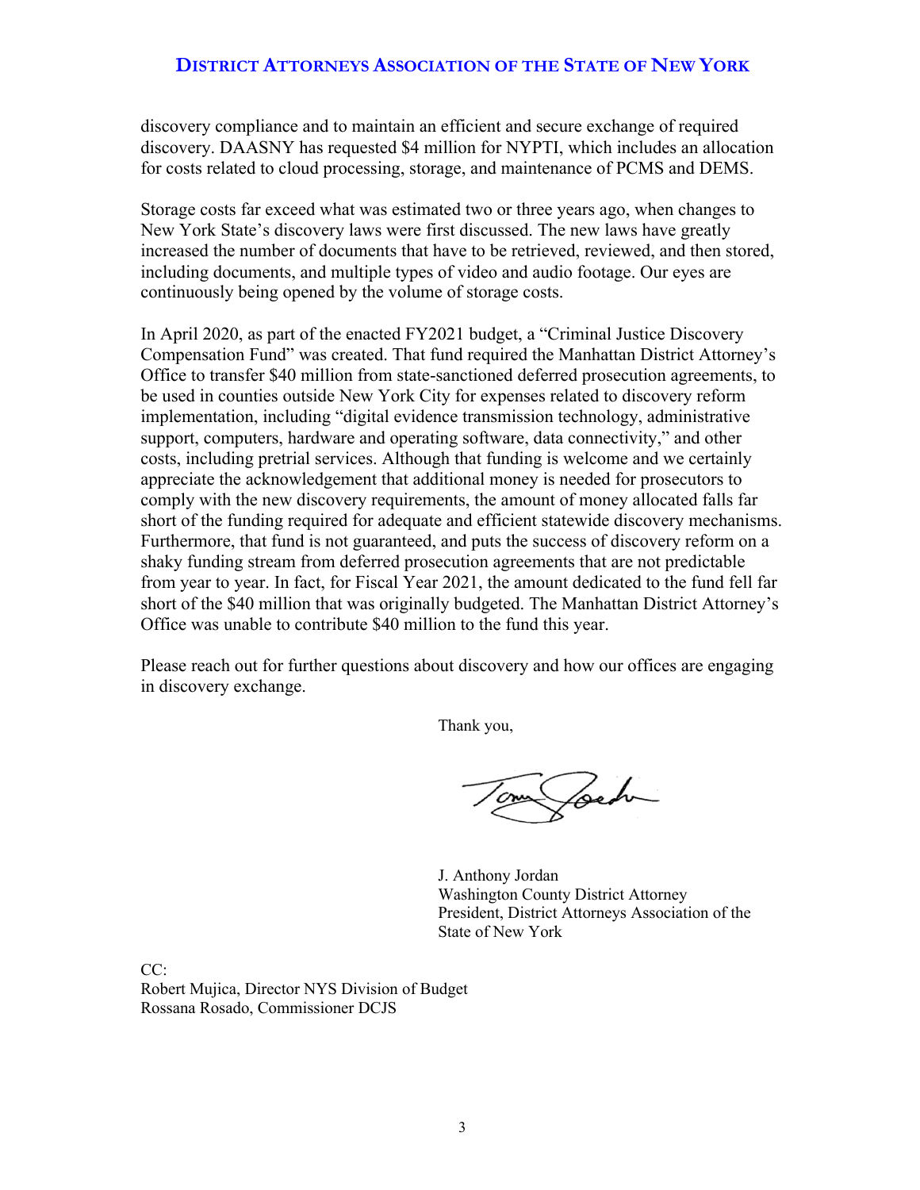discovery compliance and to maintain an efficient and secure exchange of required discovery. DAASNY has requested $4 million for NYPTI, which includes an allocation for costs related to cloud processing, storage, and maintenance of PCMS and DEMS.

Storage costs far exceed what was estimated two or three years ago, when changes to New York State's discovery laws were first discussed. The new laws have greatly increased the number of documents that have to be retrieved, reviewed, and then stored, including documents, and multiple types of video and audio footage. Our eyes are continuously being opened by the volume of storage costs.

In April 2020, as part of the enacted FY2021 budget, a "Criminal Justice Discovery Compensation Fund" was created. That fund required the Manhattan District Attorney's Office to transfer $40 million from state-sanctioned deferred prosecution agreements, to be used in counties outside New York City for expenses related to discovery reform implementation, including "digital evidence transmission technology, administrative support, computers, hardware and operating software, data connectivity," and other costs, including pretrial services. Although that funding is welcome and we certainly appreciate the acknowledgement that additional money is needed for prosecutors to comply with the new discovery requirements, the amount of money allocated falls far short of the funding required for adequate and efficient statewide discovery mechanisms. Furthermore, that fund is not guaranteed, and puts the success of discovery reform on a shaky funding stream from deferred prosecution agreements that are not predictable from year to year. In fact, for Fiscal Year 2021, the amount dedicated to the fund fell far short of the $40 million that was originally budgeted. The Manhattan District Attorney's Office was unable to contribute $40 million to the fund this year.

Please reach out for further questions about discovery and how our offices are engaging in discovery exchange.

Thank you,

J. Anthony Jordan
Washington County District Attorney
President, District Attorneys Association of the State of New York

CC:
Robert Mujica, Director NYS Division of Budget
Rossana Rosado, Commissioner DCJS